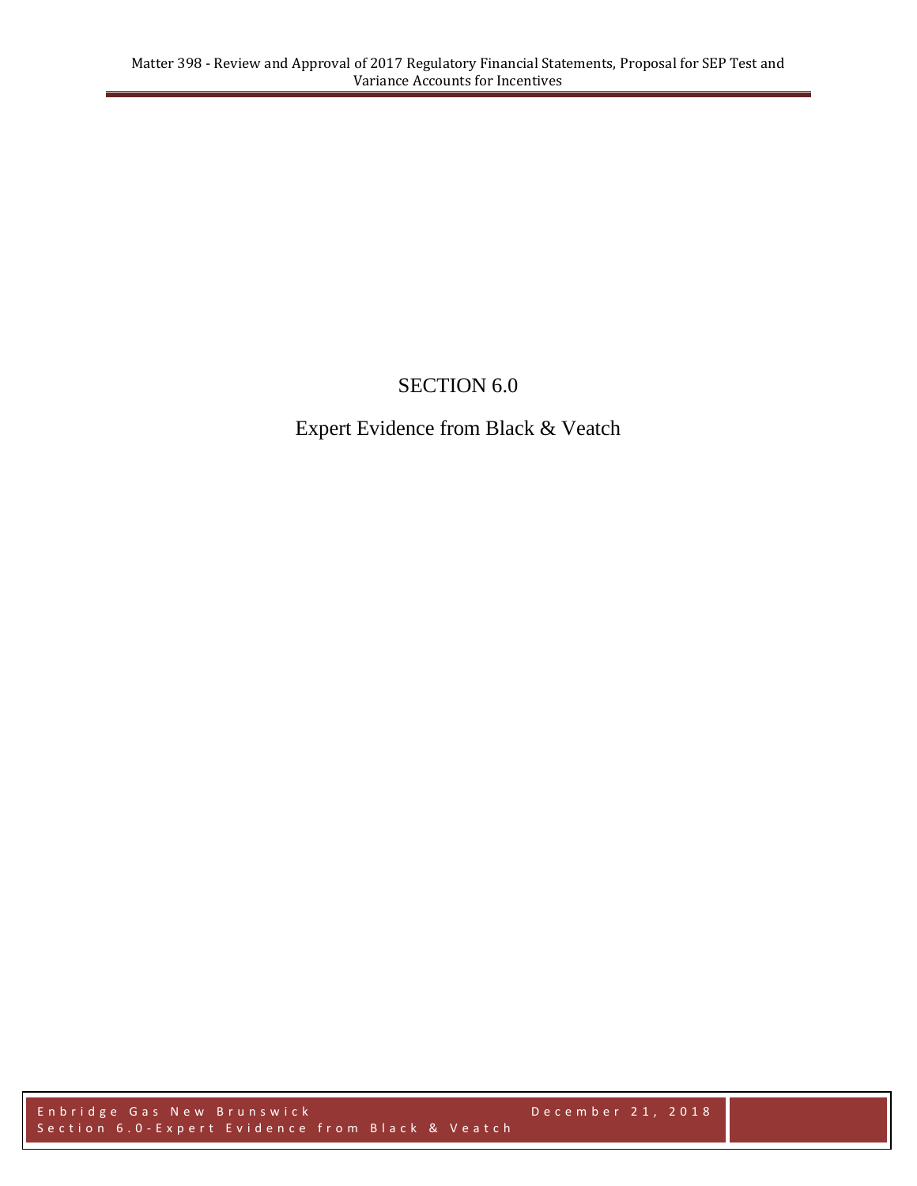# SECTION 6.0

## Expert Evidence from Black & Veatch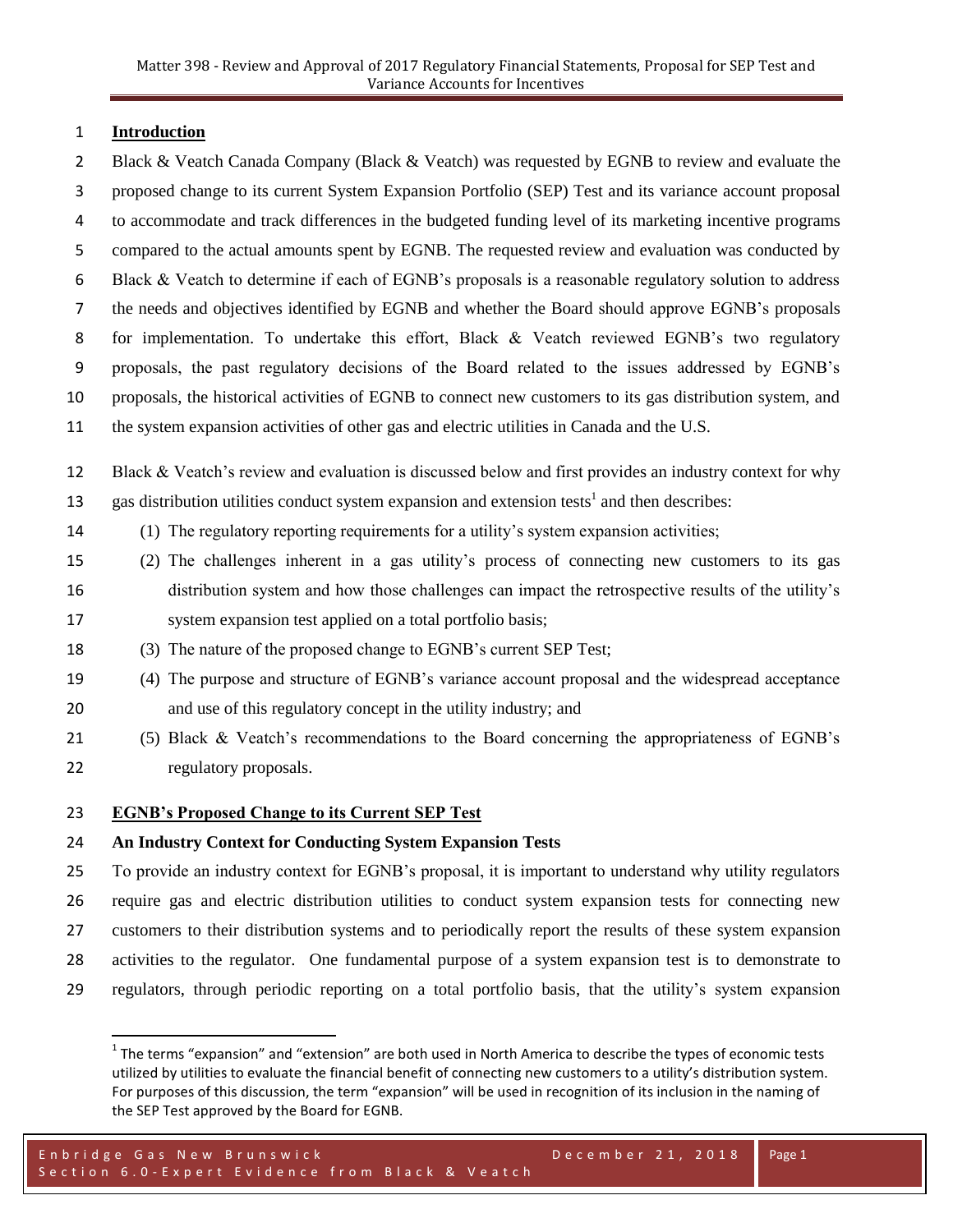## Introduction

Black & Veatch Canada Company (Black & Veatch) was requested by EGNB to review and evaluate the proposed change to its current System Expansion Portfolio (SEP) Test and its variance account proposal to accommodate and track differences in the budgeted funding level of its marketing incentive programs compared to the actual amounts spent by EGNB. The requested review and evaluation was conducted by Black & Veatch to determine if each of EGNB's proposals is a reasonable regulatory solution to address the needs and objectives identified by EGNB and whether the Board should approve EGNB's proposals for implementation. To undertake this effort, Black & Veatch reviewed EGNB's two regulatory proposals, the past regulatory decisions of the Board related to the issues addressed by EGNB's proposals, the historical activities of EGNB to connect new customers to its gas distribution system, and the system expansion activities of other gas and electric utilities in Canada and the U.S.

Black & Veatch's review and evaluation is discussed below and first provides an industry context for why gas distribution utilities conduct system expansion and extension tests[1] and then describes:

(1) The regulatory reporting requirements for a utility's system expansion activities;

(2) The challenges inherent in a gas utility's process of connecting new customers to its gas distribution system and how those challenges can impact the retrospective results of the utility's system expansion test applied on a total portfolio basis;

(3) The nature of the proposed change to EGNB's current SEP Test;

(4) The purpose and structure of EGNB's variance account proposal and the widespread acceptance and use of this regulatory concept in the utility industry; and

(5) Black & Veatch's recommendations to the Board concerning the appropriateness of EGNB's regulatory proposals.

## EGNB's Proposed Change to its Current SEP Test

### An Industry Context for Conducting System Expansion Tests

To provide an industry context for EGNB's proposal, it is important to understand why utility regulators require gas and electric distribution utilities to conduct system expansion tests for connecting new customers to their distribution systems and to periodically report the results of these system expansion activities to the regulator. One fundamental purpose of a system expansion test is to demonstrate to regulators, through periodic reporting on a total portfolio basis, that the utility's system expansion

[1] The terms "expansion" and "extension" are both used in North America to describe the types of economic tests utilized by utilities to evaluate the financial benefit of connecting new customers to a utility's distribution system. For purposes of this discussion, the term "expansion" will be used in recognition of its inclusion in the naming of the SEP Test approved by the Board for EGNB.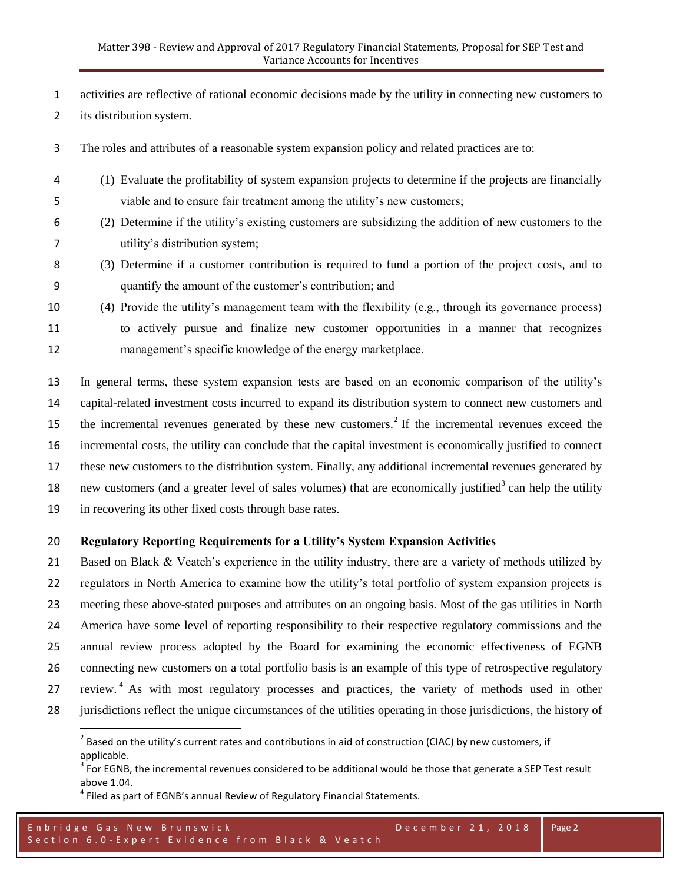activities are reflective of rational economic decisions made by the utility in connecting new customers to its distribution system.

The roles and attributes of a reasonable system expansion policy and related practices are to:

(1) Evaluate the profitability of system expansion projects to determine if the projects are financially viable and to ensure fair treatment among the utility's new customers;

(2) Determine if the utility's existing customers are subsidizing the addition of new customers to the utility's distribution system;

(3) Determine if a customer contribution is required to fund a portion of the project costs, and to quantify the amount of the customer's contribution; and

(4) Provide the utility's management team with the flexibility (e.g., through its governance process) to actively pursue and finalize new customer opportunities in a manner that recognizes management's specific knowledge of the energy marketplace.

In general terms, these system expansion tests are based on an economic comparison of the utility's capital-related investment costs incurred to expand its distribution system to connect new customers and the incremental revenues generated by these new customers.[2] If the incremental revenues exceed the incremental costs, the utility can conclude that the capital investment is economically justified to connect these new customers to the distribution system. Finally, any additional incremental revenues generated by new customers (and a greater level of sales volumes) that are economically justified[3] can help the utility in recovering its other fixed costs through base rates.

**Regulatory Reporting Requirements for a Utility's System Expansion Activities**

Based on Black & Veatch's experience in the utility industry, there are a variety of methods utilized by regulators in North America to examine how the utility's total portfolio of system expansion projects is meeting these above-stated purposes and attributes on an ongoing basis. Most of the gas utilities in North America have some level of reporting responsibility to their respective regulatory commissions and the annual review process adopted by the Board for examining the economic effectiveness of EGNB connecting new customers on a total portfolio basis is an example of this type of retrospective regulatory review.[4] As with most regulatory processes and practices, the variety of methods used in other jurisdictions reflect the unique circumstances of the utilities operating in those jurisdictions, the history of

---

[2] Based on the utility's current rates and contributions in aid of construction (CIAC) by new customers, if applicable.

[3] For EGNB, the incremental revenues considered to be additional would be those that generate a SEP Test result above 1.04.

[4] Filed as part of EGNB's annual Review of Regulatory Financial Statements.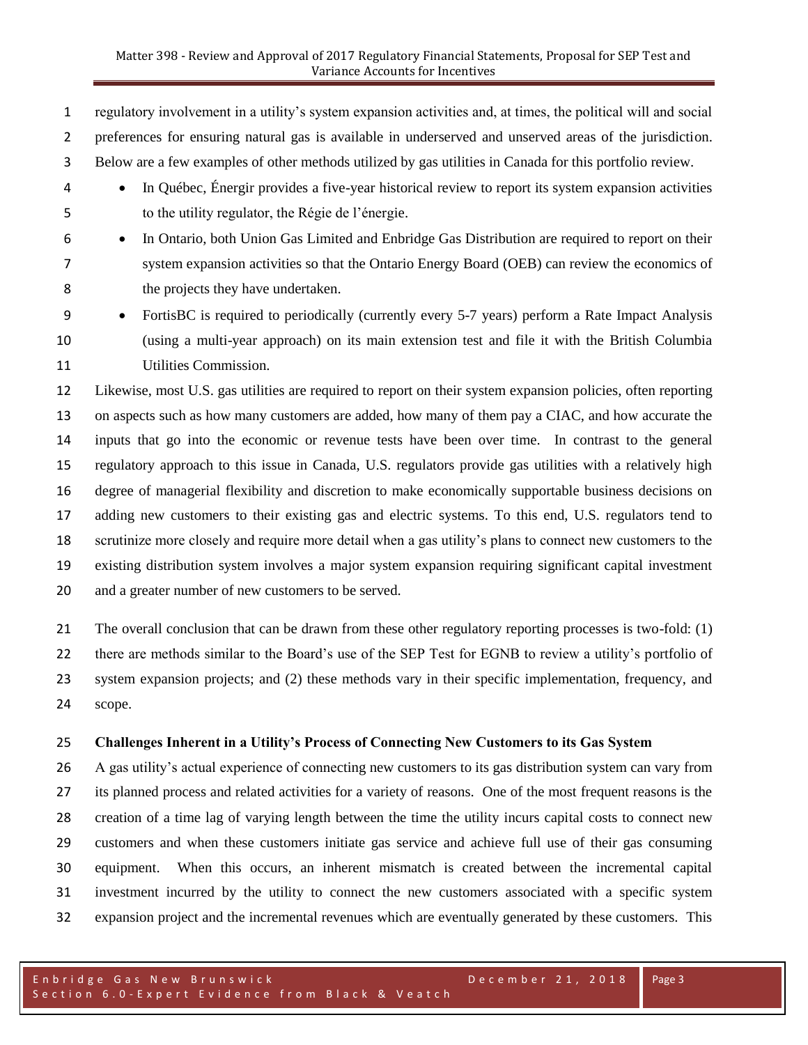regulatory involvement in a utility's system expansion activities and, at times, the political will and social preferences for ensuring natural gas is available in underserved and unserved areas of the jurisdiction. Below are a few examples of other methods utilized by gas utilities in Canada for this portfolio review.

- In Québec, Énergir provides a five-year historical review to report its system expansion activities to the utility regulator, the Régie de l'énergie.
- In Ontario, both Union Gas Limited and Enbridge Gas Distribution are required to report on their system expansion activities so that the Ontario Energy Board (OEB) can review the economics of the projects they have undertaken.
- FortisBC is required to periodically (currently every 5-7 years) perform a Rate Impact Analysis (using a multi-year approach) on its main extension test and file it with the British Columbia Utilities Commission.

Likewise, most U.S. gas utilities are required to report on their system expansion policies, often reporting on aspects such as how many customers are added, how many of them pay a CIAC, and how accurate the inputs that go into the economic or revenue tests have been over time. In contrast to the general regulatory approach to this issue in Canada, U.S. regulators provide gas utilities with a relatively high degree of managerial flexibility and discretion to make economically supportable business decisions on adding new customers to their existing gas and electric systems. To this end, U.S. regulators tend to scrutinize more closely and require more detail when a gas utility's plans to connect new customers to the existing distribution system involves a major system expansion requiring significant capital investment and a greater number of new customers to be served.

The overall conclusion that can be drawn from these other regulatory reporting processes is two-fold: (1) there are methods similar to the Board's use of the SEP Test for EGNB to review a utility's portfolio of system expansion projects; and (2) these methods vary in their specific implementation, frequency, and scope.

**Challenges Inherent in a Utility's Process of Connecting New Customers to its Gas System**

A gas utility's actual experience of connecting new customers to its gas distribution system can vary from its planned process and related activities for a variety of reasons. One of the most frequent reasons is the creation of a time lag of varying length between the time the utility incurs capital costs to connect new customers and when these customers initiate gas service and achieve full use of their gas consuming equipment. When this occurs, an inherent mismatch is created between the incremental capital investment incurred by the utility to connect the new customers associated with a specific system expansion project and the incremental revenues which are eventually generated by these customers. This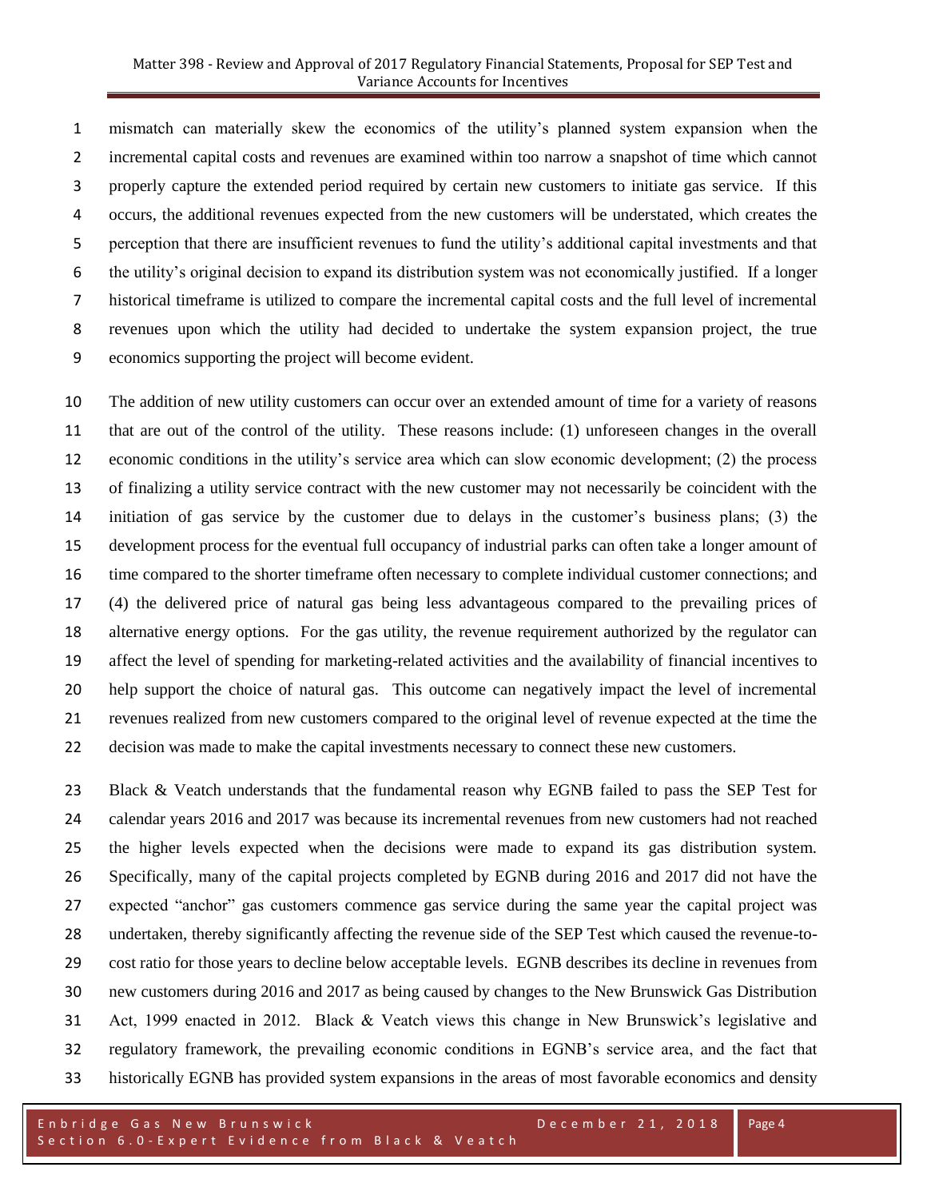mismatch can materially skew the economics of the utility's planned system expansion when the incremental capital costs and revenues are examined within too narrow a snapshot of time which cannot properly capture the extended period required by certain new customers to initiate gas service. If this occurs, the additional revenues expected from the new customers will be understated, which creates the perception that there are insufficient revenues to fund the utility's additional capital investments and that the utility's original decision to expand its distribution system was not economically justified. If a longer historical timeframe is utilized to compare the incremental capital costs and the full level of incremental revenues upon which the utility had decided to undertake the system expansion project, the true economics supporting the project will become evident.

The addition of new utility customers can occur over an extended amount of time for a variety of reasons that are out of the control of the utility. These reasons include: (1) unforeseen changes in the overall economic conditions in the utility's service area which can slow economic development; (2) the process of finalizing a utility service contract with the new customer may not necessarily be coincident with the initiation of gas service by the customer due to delays in the customer's business plans; (3) the development process for the eventual full occupancy of industrial parks can often take a longer amount of time compared to the shorter timeframe often necessary to complete individual customer connections; and (4) the delivered price of natural gas being less advantageous compared to the prevailing prices of alternative energy options. For the gas utility, the revenue requirement authorized by the regulator can affect the level of spending for marketing-related activities and the availability of financial incentives to help support the choice of natural gas. This outcome can negatively impact the level of incremental revenues realized from new customers compared to the original level of revenue expected at the time the decision was made to make the capital investments necessary to connect these new customers.

Black & Veatch understands that the fundamental reason why EGNB failed to pass the SEP Test for calendar years 2016 and 2017 was because its incremental revenues from new customers had not reached the higher levels expected when the decisions were made to expand its gas distribution system. Specifically, many of the capital projects completed by EGNB during 2016 and 2017 did not have the expected "anchor" gas customers commence gas service during the same year the capital project was undertaken, thereby significantly affecting the revenue side of the SEP Test which caused the revenue-to-cost ratio for those years to decline below acceptable levels. EGNB describes its decline in revenues from new customers during 2016 and 2017 as being caused by changes to the New Brunswick Gas Distribution Act, 1999 enacted in 2012. Black & Veatch views this change in New Brunswick's legislative and regulatory framework, the prevailing economic conditions in EGNB's service area, and the fact that historically EGNB has provided system expansions in the areas of most favorable economics and density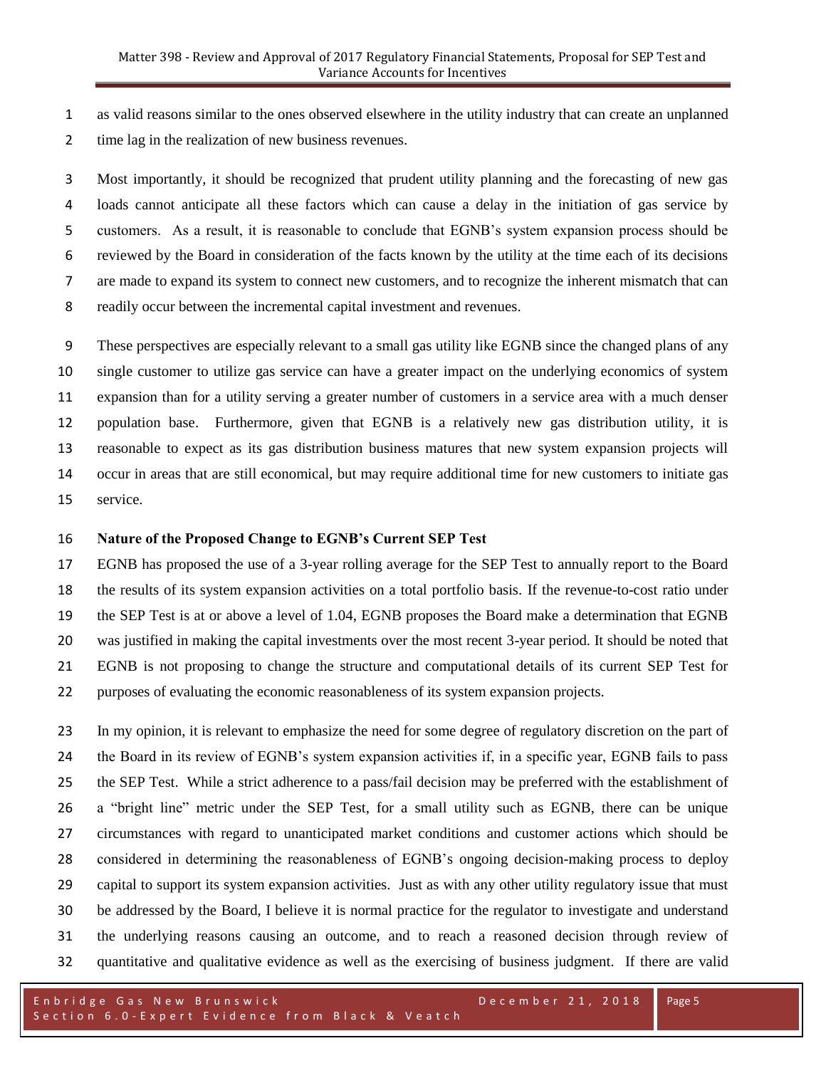as valid reasons similar to the ones observed elsewhere in the utility industry that can create an unplanned time lag in the realization of new business revenues.

Most importantly, it should be recognized that prudent utility planning and the forecasting of new gas loads cannot anticipate all these factors which can cause a delay in the initiation of gas service by customers. As a result, it is reasonable to conclude that EGNB's system expansion process should be reviewed by the Board in consideration of the facts known by the utility at the time each of its decisions are made to expand its system to connect new customers, and to recognize the inherent mismatch that can readily occur between the incremental capital investment and revenues.

These perspectives are especially relevant to a small gas utility like EGNB since the changed plans of any single customer to utilize gas service can have a greater impact on the underlying economics of system expansion than for a utility serving a greater number of customers in a service area with a much denser population base. Furthermore, given that EGNB is a relatively new gas distribution utility, it is reasonable to expect as its gas distribution business matures that new system expansion projects will occur in areas that are still economical, but may require additional time for new customers to initiate gas service.

**Nature of the Proposed Change to EGNB's Current SEP Test**

EGNB has proposed the use of a 3-year rolling average for the SEP Test to annually report to the Board the results of its system expansion activities on a total portfolio basis. If the revenue-to-cost ratio under the SEP Test is at or above a level of 1.04, EGNB proposes the Board make a determination that EGNB was justified in making the capital investments over the most recent 3-year period. It should be noted that EGNB is not proposing to change the structure and computational details of its current SEP Test for purposes of evaluating the economic reasonableness of its system expansion projects.

In my opinion, it is relevant to emphasize the need for some degree of regulatory discretion on the part of the Board in its review of EGNB's system expansion activities if, in a specific year, EGNB fails to pass the SEP Test. While a strict adherence to a pass/fail decision may be preferred with the establishment of a "bright line" metric under the SEP Test, for a small utility such as EGNB, there can be unique circumstances with regard to unanticipated market conditions and customer actions which should be considered in determining the reasonableness of EGNB's ongoing decision-making process to deploy capital to support its system expansion activities. Just as with any other utility regulatory issue that must be addressed by the Board, I believe it is normal practice for the regulator to investigate and understand the underlying reasons causing an outcome, and to reach a reasoned decision through review of quantitative and qualitative evidence as well as the exercising of business judgment. If there are valid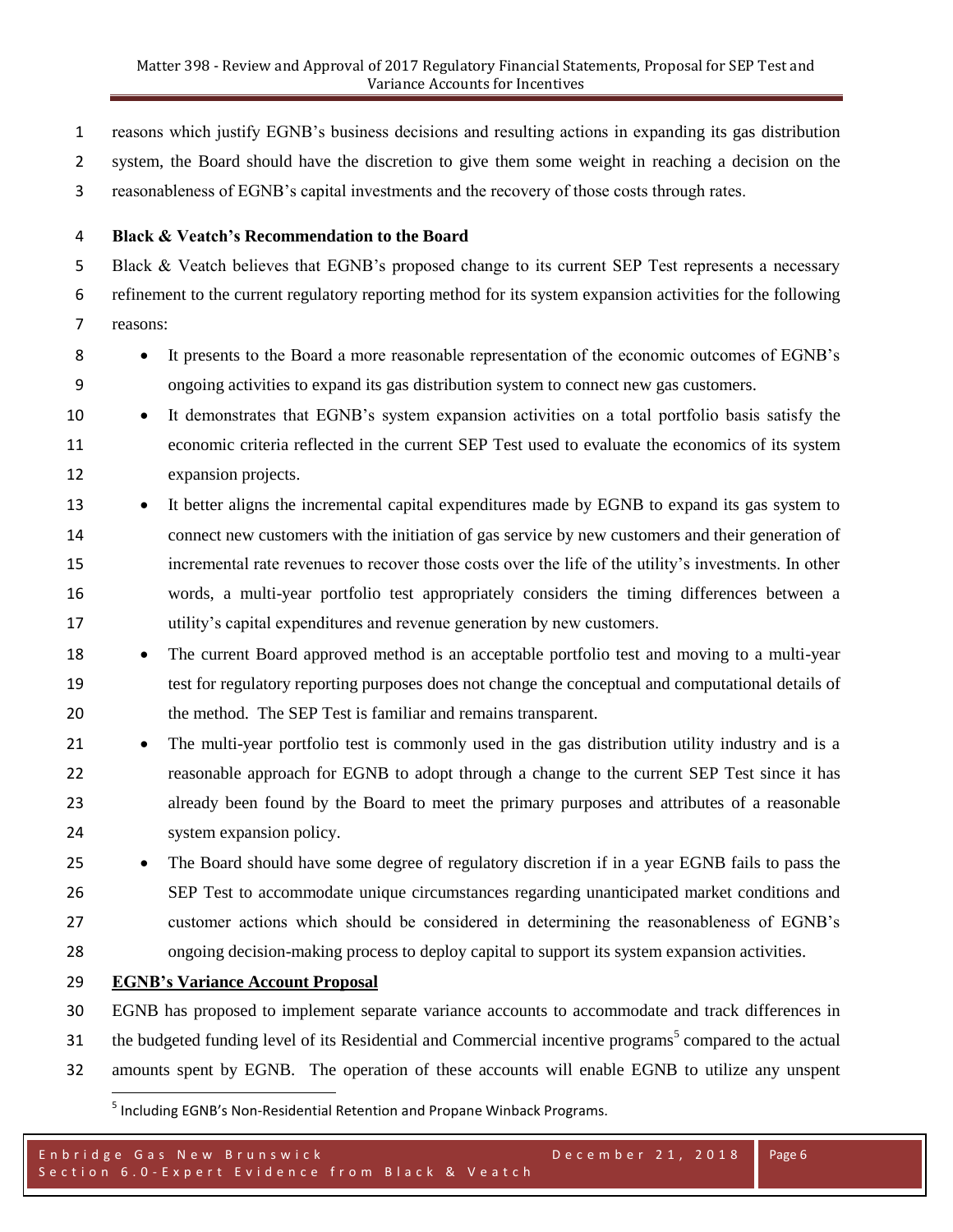reasons which justify EGNB's business decisions and resulting actions in expanding its gas distribution system, the Board should have the discretion to give them some weight in reaching a decision on the reasonableness of EGNB's capital investments and the recovery of those costs through rates.

**Black & Veatch's Recommendation to the Board**

Black & Veatch believes that EGNB's proposed change to its current SEP Test represents a necessary refinement to the current regulatory reporting method for its system expansion activities for the following reasons:

- It presents to the Board a more reasonable representation of the economic outcomes of EGNB's ongoing activities to expand its gas distribution system to connect new gas customers.
- It demonstrates that EGNB's system expansion activities on a total portfolio basis satisfy the economic criteria reflected in the current SEP Test used to evaluate the economics of its system expansion projects.
- It better aligns the incremental capital expenditures made by EGNB to expand its gas system to connect new customers with the initiation of gas service by new customers and their generation of incremental rate revenues to recover those costs over the life of the utility's investments. In other words, a multi-year portfolio test appropriately considers the timing differences between a utility's capital expenditures and revenue generation by new customers.
- The current Board approved method is an acceptable portfolio test and moving to a multi-year test for regulatory reporting purposes does not change the conceptual and computational details of the method. The SEP Test is familiar and remains transparent.
- The multi-year portfolio test is commonly used in the gas distribution utility industry and is a reasonable approach for EGNB to adopt through a change to the current SEP Test since it has already been found by the Board to meet the primary purposes and attributes of a reasonable system expansion policy.
- The Board should have some degree of regulatory discretion if in a year EGNB fails to pass the SEP Test to accommodate unique circumstances regarding unanticipated market conditions and customer actions which should be considered in determining the reasonableness of EGNB's ongoing decision-making process to deploy capital to support its system expansion activities.

**EGNB's Variance Account Proposal**

EGNB has proposed to implement separate variance accounts to accommodate and track differences in the budgeted funding level of its Residential and Commercial incentive programs[5] compared to the actual amounts spent by EGNB. The operation of these accounts will enable EGNB to utilize any unspent

[5] Including EGNB's Non-Residential Retention and Propane Winback Programs.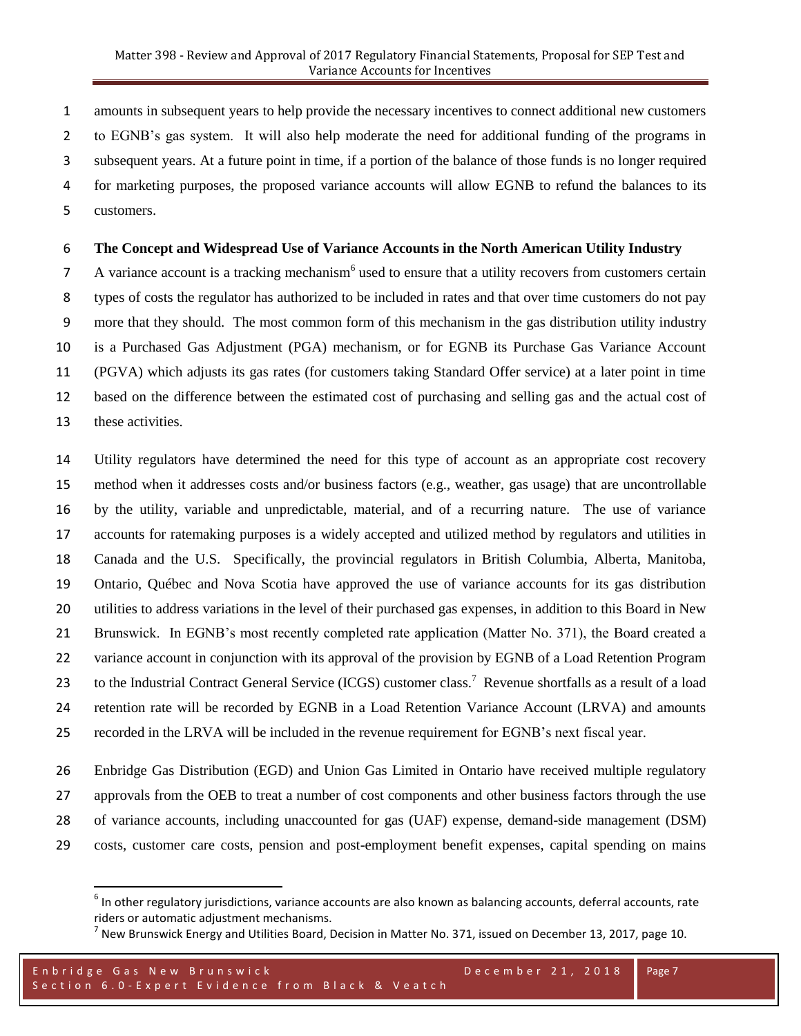amounts in subsequent years to help provide the necessary incentives to connect additional new customers to EGNB's gas system. It will also help moderate the need for additional funding of the programs in subsequent years. At a future point in time, if a portion of the balance of those funds is no longer required for marketing purposes, the proposed variance accounts will allow EGNB to refund the balances to its customers.

**The Concept and Widespread Use of Variance Accounts in the North American Utility Industry**

A variance account is a tracking mechanism[6] used to ensure that a utility recovers from customers certain types of costs the regulator has authorized to be included in rates and that over time customers do not pay more that they should. The most common form of this mechanism in the gas distribution utility industry is a Purchased Gas Adjustment (PGA) mechanism, or for EGNB its Purchase Gas Variance Account (PGVA) which adjusts its gas rates (for customers taking Standard Offer service) at a later point in time based on the difference between the estimated cost of purchasing and selling gas and the actual cost of these activities.

Utility regulators have determined the need for this type of account as an appropriate cost recovery method when it addresses costs and/or business factors (e.g., weather, gas usage) that are uncontrollable by the utility, variable and unpredictable, material, and of a recurring nature. The use of variance accounts for ratemaking purposes is a widely accepted and utilized method by regulators and utilities in Canada and the U.S. Specifically, the provincial regulators in British Columbia, Alberta, Manitoba, Ontario, Québec and Nova Scotia have approved the use of variance accounts for its gas distribution utilities to address variations in the level of their purchased gas expenses, in addition to this Board in New Brunswick. In EGNB's most recently completed rate application (Matter No. 371), the Board created a variance account in conjunction with its approval of the provision by EGNB of a Load Retention Program to the Industrial Contract General Service (ICGS) customer class.[7] Revenue shortfalls as a result of a load retention rate will be recorded by EGNB in a Load Retention Variance Account (LRVA) and amounts recorded in the LRVA will be included in the revenue requirement for EGNB's next fiscal year.

Enbridge Gas Distribution (EGD) and Union Gas Limited in Ontario have received multiple regulatory approvals from the OEB to treat a number of cost components and other business factors through the use of variance accounts, including unaccounted for gas (UAF) expense, demand-side management (DSM) costs, customer care costs, pension and post-employment benefit expenses, capital spending on mains

---

[6] In other regulatory jurisdictions, variance accounts are also known as balancing accounts, deferral accounts, rate riders or automatic adjustment mechanisms.

[7] New Brunswick Energy and Utilities Board, Decision in Matter No. 371, issued on December 13, 2017, page 10.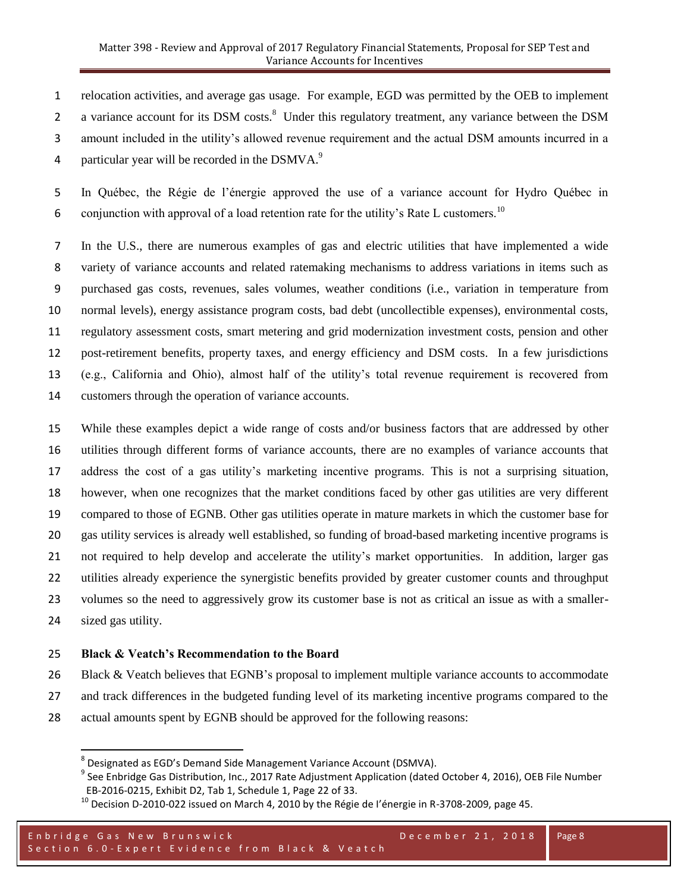relocation activities, and average gas usage. For example, EGD was permitted by the OEB to implement a variance account for its DSM costs.[8] Under this regulatory treatment, any variance between the DSM amount included in the utility's allowed revenue requirement and the actual DSM amounts incurred in a particular year will be recorded in the DSMVA.[9]

In Québec, the Régie de l'énergie approved the use of a variance account for Hydro Québec in conjunction with approval of a load retention rate for the utility's Rate L customers.[10]

In the U.S., there are numerous examples of gas and electric utilities that have implemented a wide variety of variance accounts and related ratemaking mechanisms to address variations in items such as purchased gas costs, revenues, sales volumes, weather conditions (i.e., variation in temperature from normal levels), energy assistance program costs, bad debt (uncollectible expenses), environmental costs, regulatory assessment costs, smart metering and grid modernization investment costs, pension and other post-retirement benefits, property taxes, and energy efficiency and DSM costs. In a few jurisdictions (e.g., California and Ohio), almost half of the utility's total revenue requirement is recovered from customers through the operation of variance accounts.

While these examples depict a wide range of costs and/or business factors that are addressed by other utilities through different forms of variance accounts, there are no examples of variance accounts that address the cost of a gas utility's marketing incentive programs. This is not a surprising situation, however, when one recognizes that the market conditions faced by other gas utilities are very different compared to those of EGNB. Other gas utilities operate in mature markets in which the customer base for gas utility services is already well established, so funding of broad-based marketing incentive programs is not required to help develop and accelerate the utility's market opportunities. In addition, larger gas utilities already experience the synergistic benefits provided by greater customer counts and throughput volumes so the need to aggressively grow its customer base is not as critical an issue as with a smaller-sized gas utility.

**Black & Veatch's Recommendation to the Board**

Black & Veatch believes that EGNB's proposal to implement multiple variance accounts to accommodate and track differences in the budgeted funding level of its marketing incentive programs compared to the actual amounts spent by EGNB should be approved for the following reasons:

---

[8] Designated as EGD's Demand Side Management Variance Account (DSMVA).

[9] See Enbridge Gas Distribution, Inc., 2017 Rate Adjustment Application (dated October 4, 2016), OEB File Number EB-2016-0215, Exhibit D2, Tab 1, Schedule 1, Page 22 of 33.

[10] Decision D-2010-022 issued on March 4, 2010 by the Régie de l'énergie in R-3708-2009, page 45.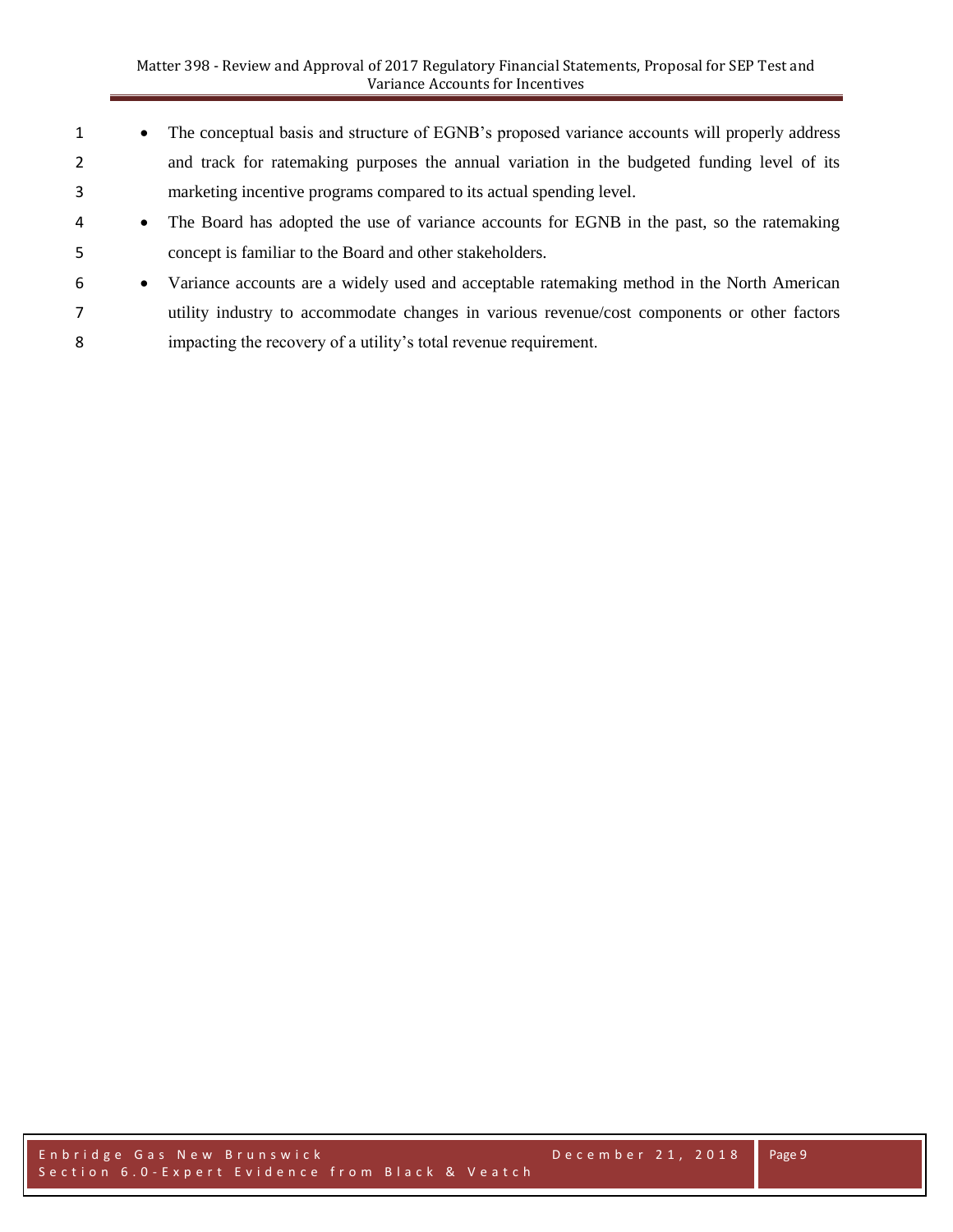- The conceptual basis and structure of EGNB's proposed variance accounts will properly address and track for ratemaking purposes the annual variation in the budgeted funding level of its marketing incentive programs compared to its actual spending level.
- The Board has adopted the use of variance accounts for EGNB in the past, so the ratemaking concept is familiar to the Board and other stakeholders.
- Variance accounts are a widely used and acceptable ratemaking method in the North American utility industry to accommodate changes in various revenue/cost components or other factors impacting the recovery of a utility's total revenue requirement.